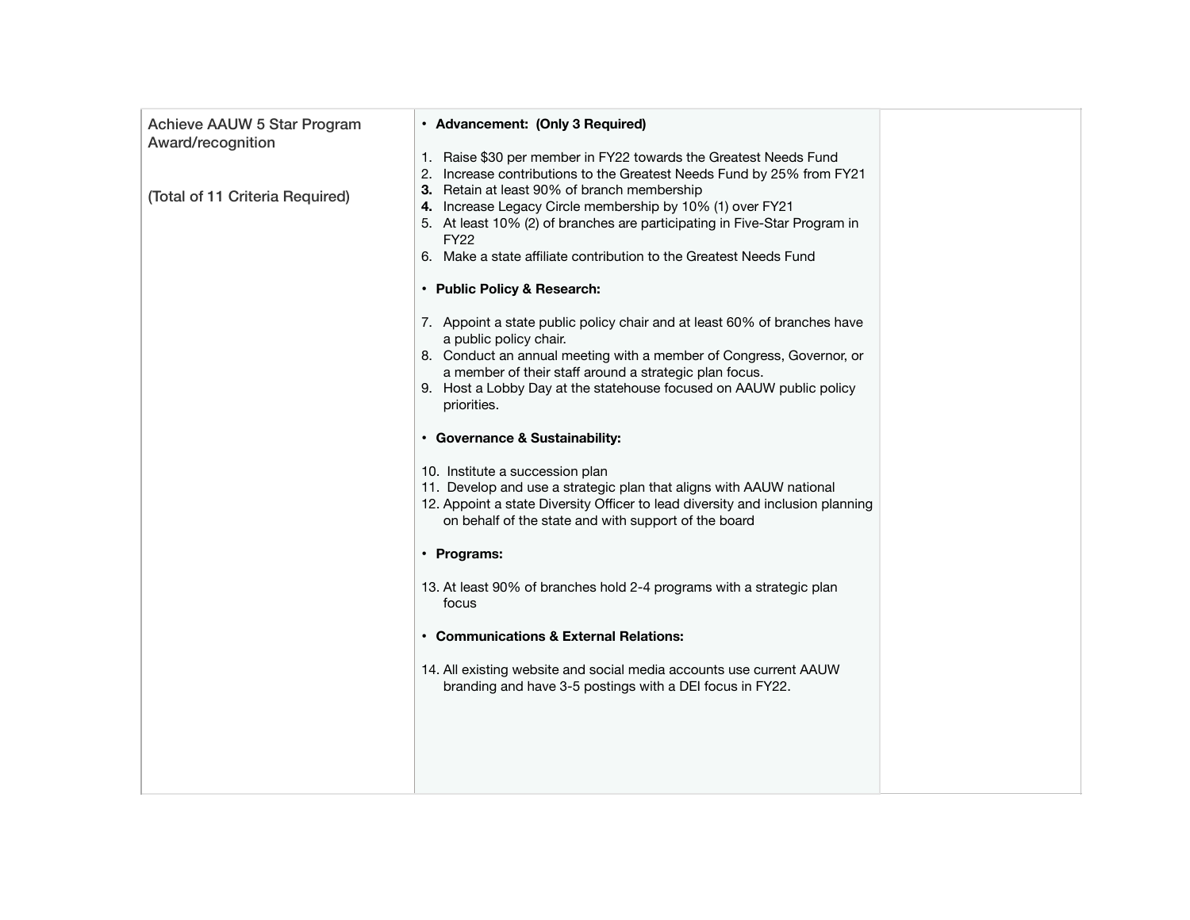| Achieve AAUW 5 Star Program Award/recognition<br><br>(Total of 11 Criteria Required) | • **Advancement: (Only 3 Required)**<br><br>1. Raise $30 per member in FY22 towards the Greatest Needs Fund<br>2. Increase contributions to the Greatest Needs Fund by 25% from FY21<br>**3.** Retain at least 90% of branch membership<br>**4.** Increase Legacy Circle membership by 10% (1) over FY21<br>5. At least 10% (2) of branches are participating in Five-Star Program in FY22<br>6. Make a state affiliate contribution to the Greatest Needs Fund<br><br>• **Public Policy & Research:**<br><br>7. Appoint a state public policy chair and at least 60% of branches have a public policy chair.<br>8. Conduct an annual meeting with a member of Congress, Governor, or a member of their staff around a strategic plan focus.<br>9. Host a Lobby Day at the statehouse focused on AAUW public policy priorities.<br><br>• **Governance & Sustainability:**<br><br>10. Institute a succession plan<br>11. Develop and use a strategic plan that aligns with AAUW national<br>12. Appoint a state Diversity Officer to lead diversity and inclusion planning on behalf of the state and with support of the board<br><br>• **Programs:**<br><br>13. At least 90% of branches hold 2-4 programs with a strategic plan focus<br><br>• **Communications & External Relations:**<br><br>14. All existing website and social media accounts use current AAUW branding and have 3-5 postings with a DEI focus in FY22. | |
|---|---|---|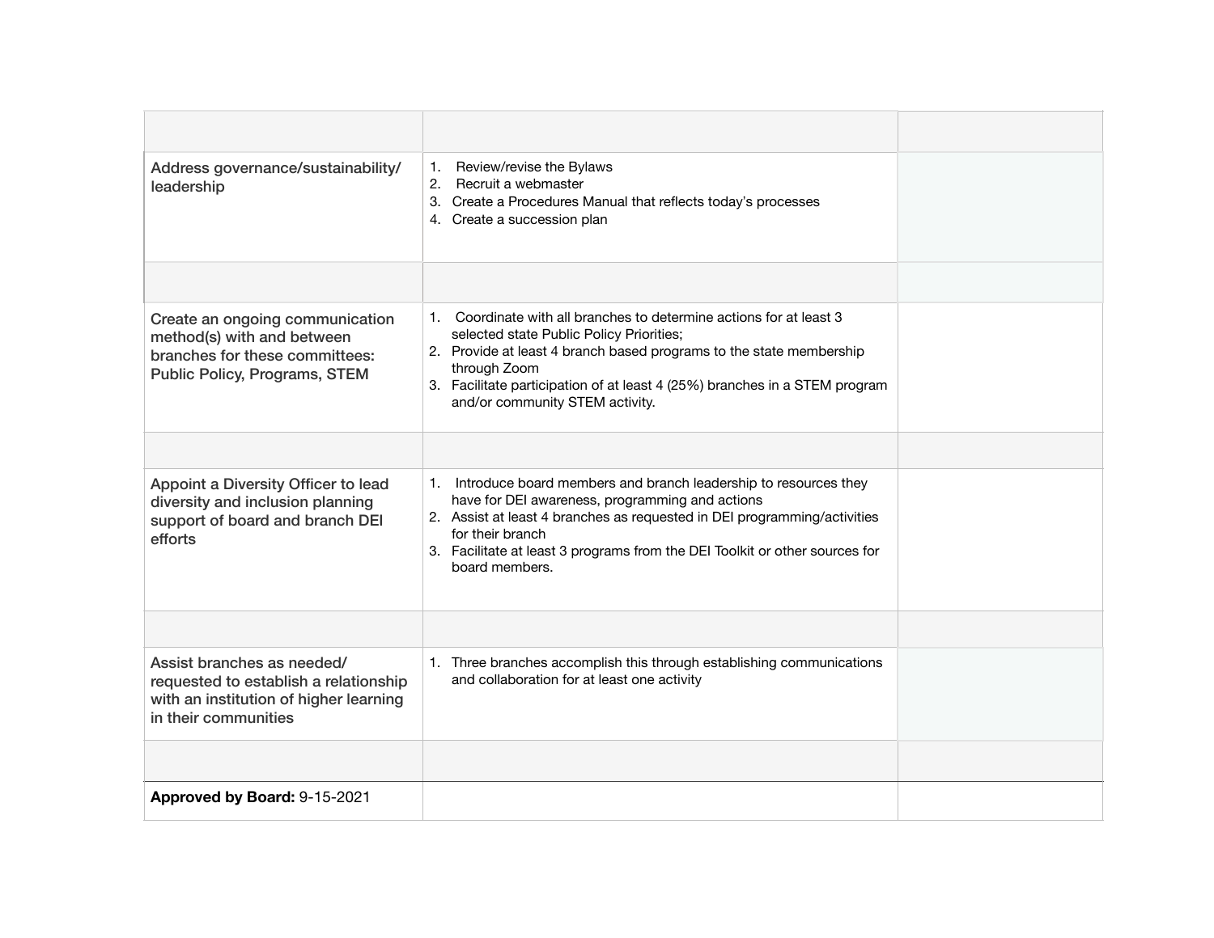| | | |
|---|---|---|
| | | |
| Address governance/sustainability/ leadership | 1. Review/revise the Bylaws<br>2. Recruit a webmaster<br>3. Create a Procedures Manual that reflects today's processes<br>4. Create a succession plan | |
| | | |
| Create an ongoing communication method(s) with and between branches for these committees: Public Policy, Programs, STEM | 1. Coordinate with all branches to determine actions for at least 3 selected state Public Policy Priorities;<br>2. Provide at least 4 branch based programs to the state membership through Zoom<br>3. Facilitate participation of at least 4 (25%) branches in a STEM program and/or community STEM activity. | |
| | | |
| Appoint a Diversity Officer to lead diversity and inclusion planning support of board and branch DEI efforts | 1. Introduce board members and branch leadership to resources they have for DEI awareness, programming and actions<br>2. Assist at least 4 branches as requested in DEI programming/activities for their branch<br>3. Facilitate at least 3 programs from the DEI Toolkit or other sources for board members. | |
| | | |
| Assist branches as needed/ requested to establish a relationship with an institution of higher learning in their communities | 1. Three branches accomplish this through establishing communications and collaboration for at least one activity | |
| | | |
| **Approved by Board:** 9-15-2021 | | |